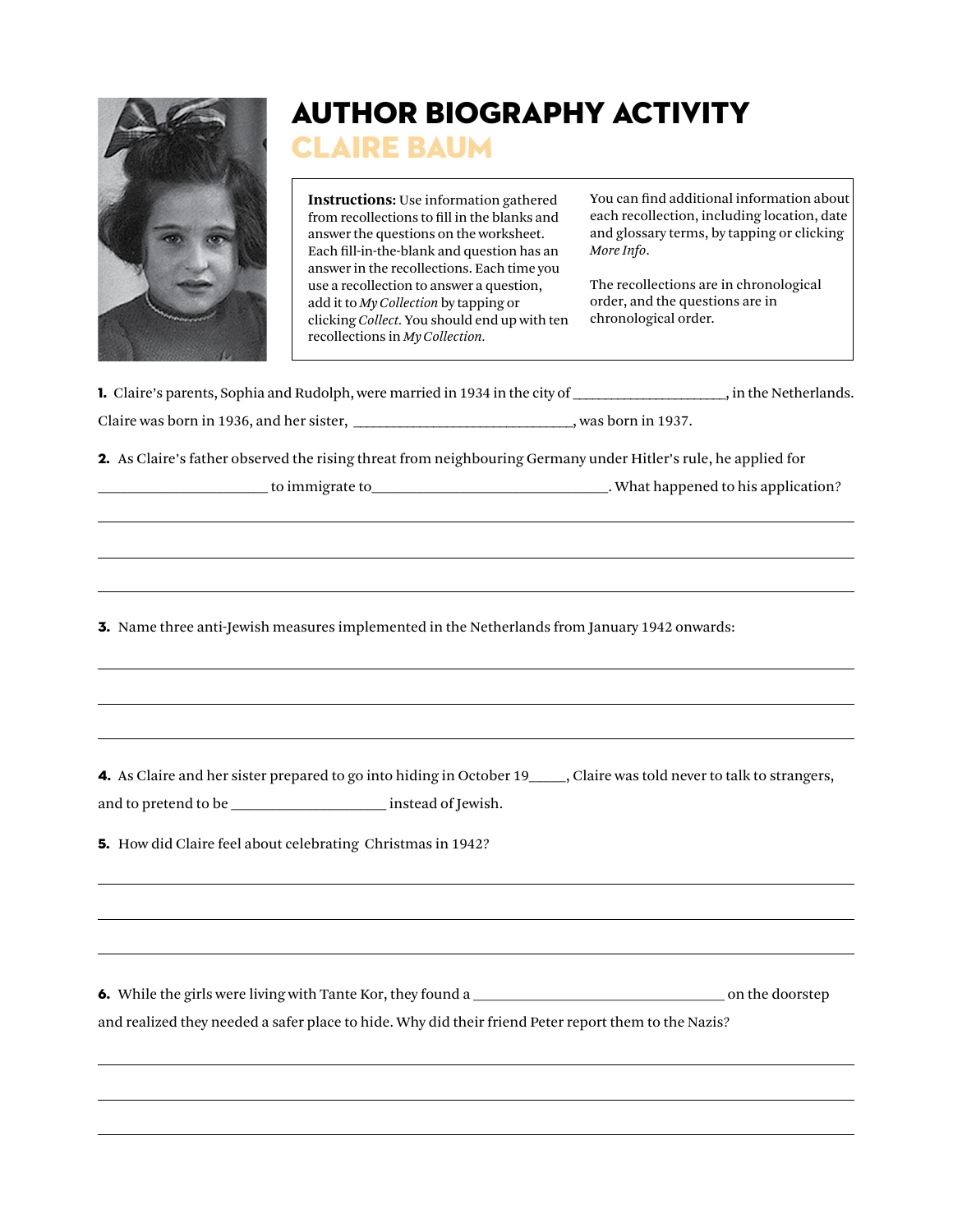# AUTHOR BIOGRAPHY ACTIVITY

## CLAIRE BAUM

**Instructions:** Use information gathered from recollections to fill in the blanks and answer the questions on the worksheet. Each fill-in-the-blank and question has an answer in the recollections. Each time you use a recollection to answer a question, add it to *My Collection* by tapping or clicking *Collect*. You should end up with ten recollections in *My Collection*.

You can find additional information about each recollection, including location, date and glossary terms, by tapping or clicking *More Info*.

The recollections are in chronological order, and the questions are in chronological order.

**1.** Claire's parents, Sophia and Rudolph, were married in 1934 in the city of _____________________, in the Netherlands. Claire was born in 1936, and her sister, _______________________________, was born in 1937.

**2.** As Claire's father observed the rising threat from neighbouring Germany under Hitler's rule, he applied for _______________________ to immigrate to________________________________. What happened to his application?

______________________________________________________________________

______________________________________________________________________

______________________________________________________________________

**3.** Name three anti-Jewish measures implemented in the Netherlands from January 1942 onwards:

______________________________________________________________________

______________________________________________________________________

______________________________________________________________________

**4.** As Claire and her sister prepared to go into hiding in October 19_____, Claire was told never to talk to strangers, and to pretend to be _____________________ instead of Jewish.

**5.** How did Claire feel about celebrating Christmas in 1942?

______________________________________________________________________

______________________________________________________________________

______________________________________________________________________

**6.** While the girls were living with Tante Kor, they found a __________________________________ on the doorstep and realized they needed a safer place to hide. Why did their friend Peter report them to the Nazis?

______________________________________________________________________

______________________________________________________________________

______________________________________________________________________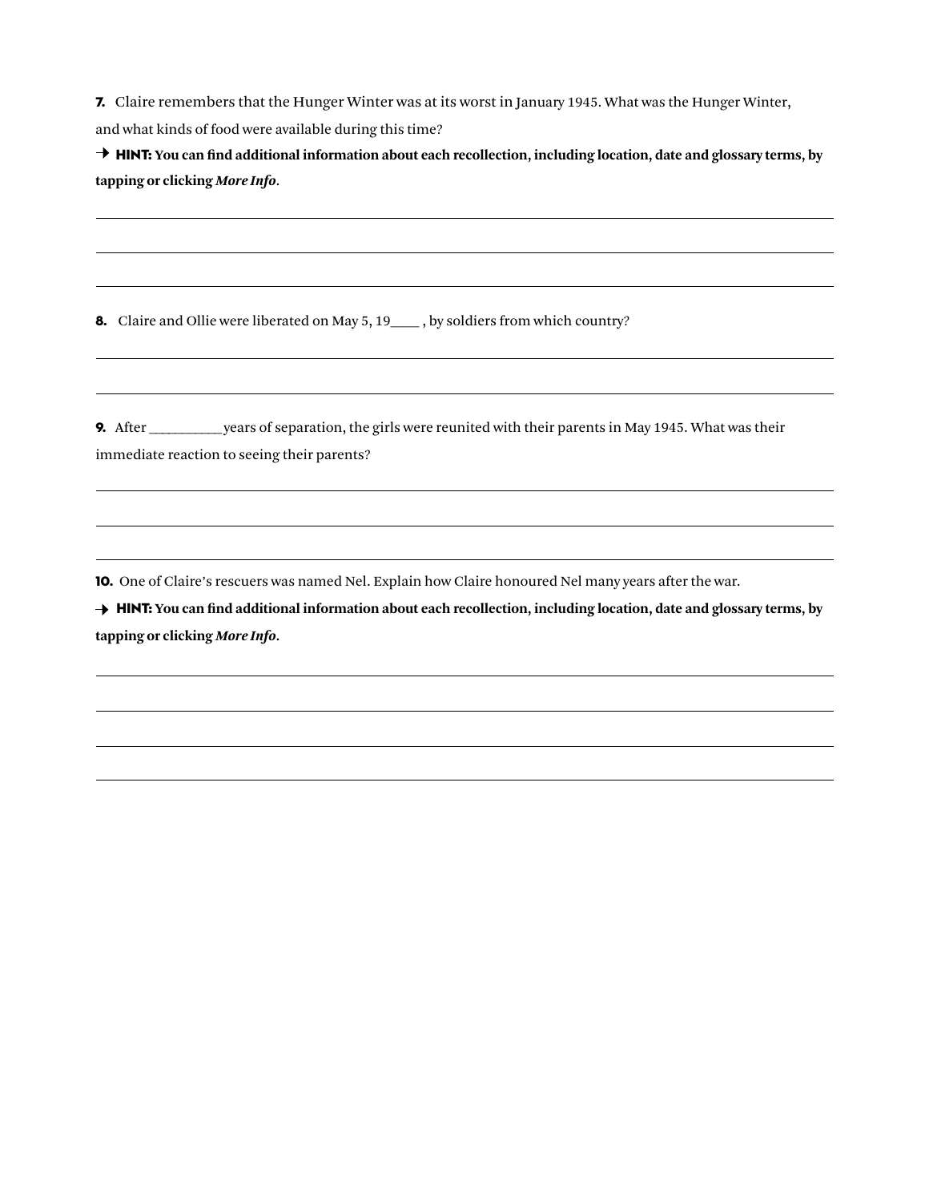**7.** Claire remembers that the Hunger Winter was at its worst in January 1945. What was the Hunger Winter, and what kinds of food were available during this time?

→ **HINT: You can find additional information about each recollection, including location, date and glossary terms, by tapping or clicking *More Info*.**

**8.** Claire and Ollie were liberated on May 5, 19____ , by soldiers from which country?

**9.** After __________ years of separation, the girls were reunited with their parents in May 1945. What was their immediate reaction to seeing their parents?

**10.** One of Claire's rescuers was named Nel. Explain how Claire honoured Nel many years after the war.

→ **HINT: You can find additional information about each recollection, including location, date and glossary terms, by tapping or clicking *More Info*.**